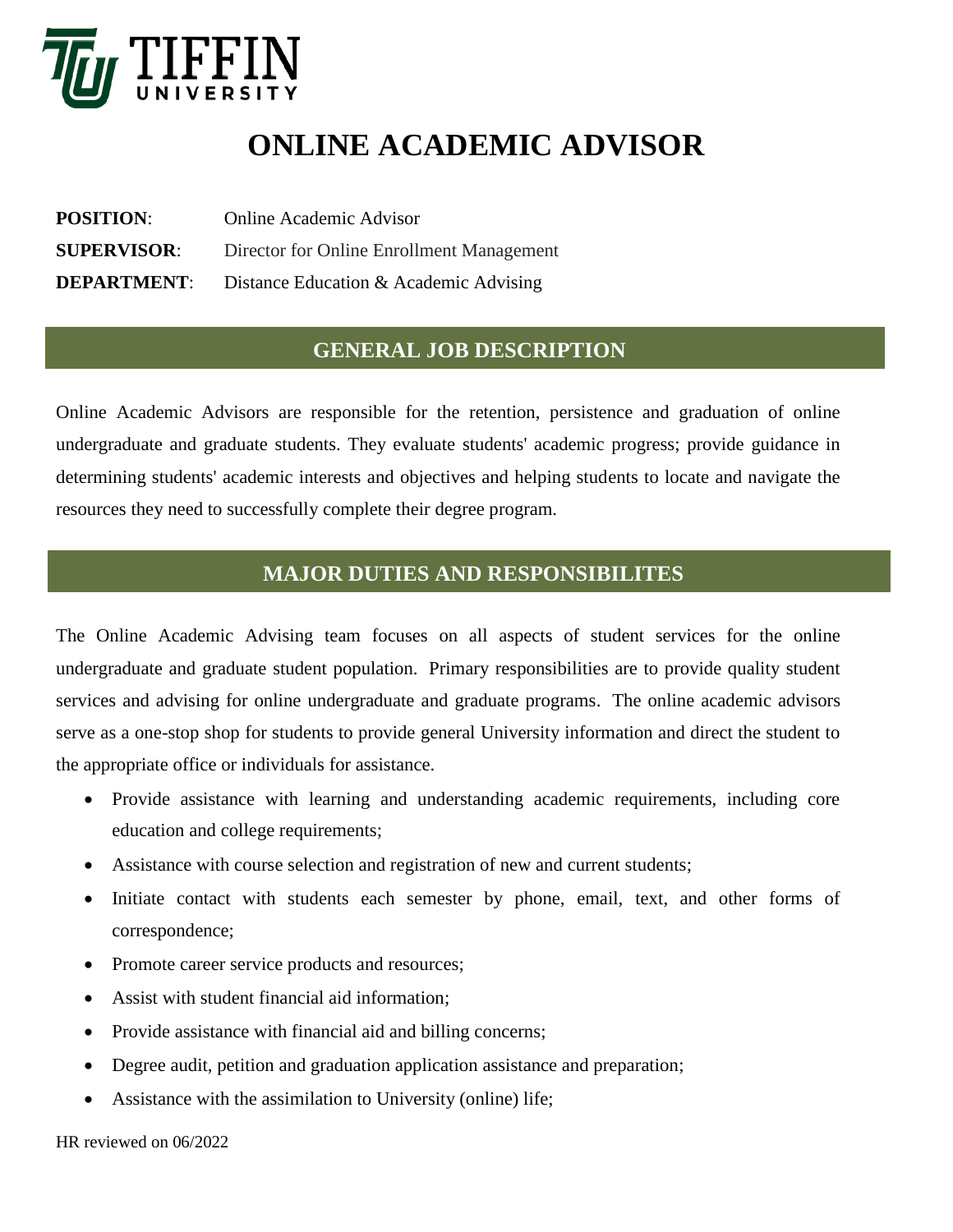TIFFIN UNIVERSITY

# ONLINE ACADEMIC ADVISOR

**POSITION**: Online Academic Advisor

**SUPERVISOR**: Director for Online Enrollment Management

**DEPARTMENT**: Distance Education & Academic Advising

## GENERAL JOB DESCRIPTION

Online Academic Advisors are responsible for the retention, persistence and graduation of online undergraduate and graduate students. They evaluate students' academic progress; provide guidance in determining students' academic interests and objectives and helping students to locate and navigate the resources they need to successfully complete their degree program.

## MAJOR DUTIES AND RESPONSIBILITES

The Online Academic Advising team focuses on all aspects of student services for the online undergraduate and graduate student population. Primary responsibilities are to provide quality student services and advising for online undergraduate and graduate programs. The online academic advisors serve as a one-stop shop for students to provide general University information and direct the student to the appropriate office or individuals for assistance.

- Provide assistance with learning and understanding academic requirements, including core education and college requirements;
- Assistance with course selection and registration of new and current students;
- Initiate contact with students each semester by phone, email, text, and other forms of correspondence;
- Promote career service products and resources;
- Assist with student financial aid information;
- Provide assistance with financial aid and billing concerns;
- Degree audit, petition and graduation application assistance and preparation;
- Assistance with the assimilation to University (online) life;

HR reviewed on 06/2022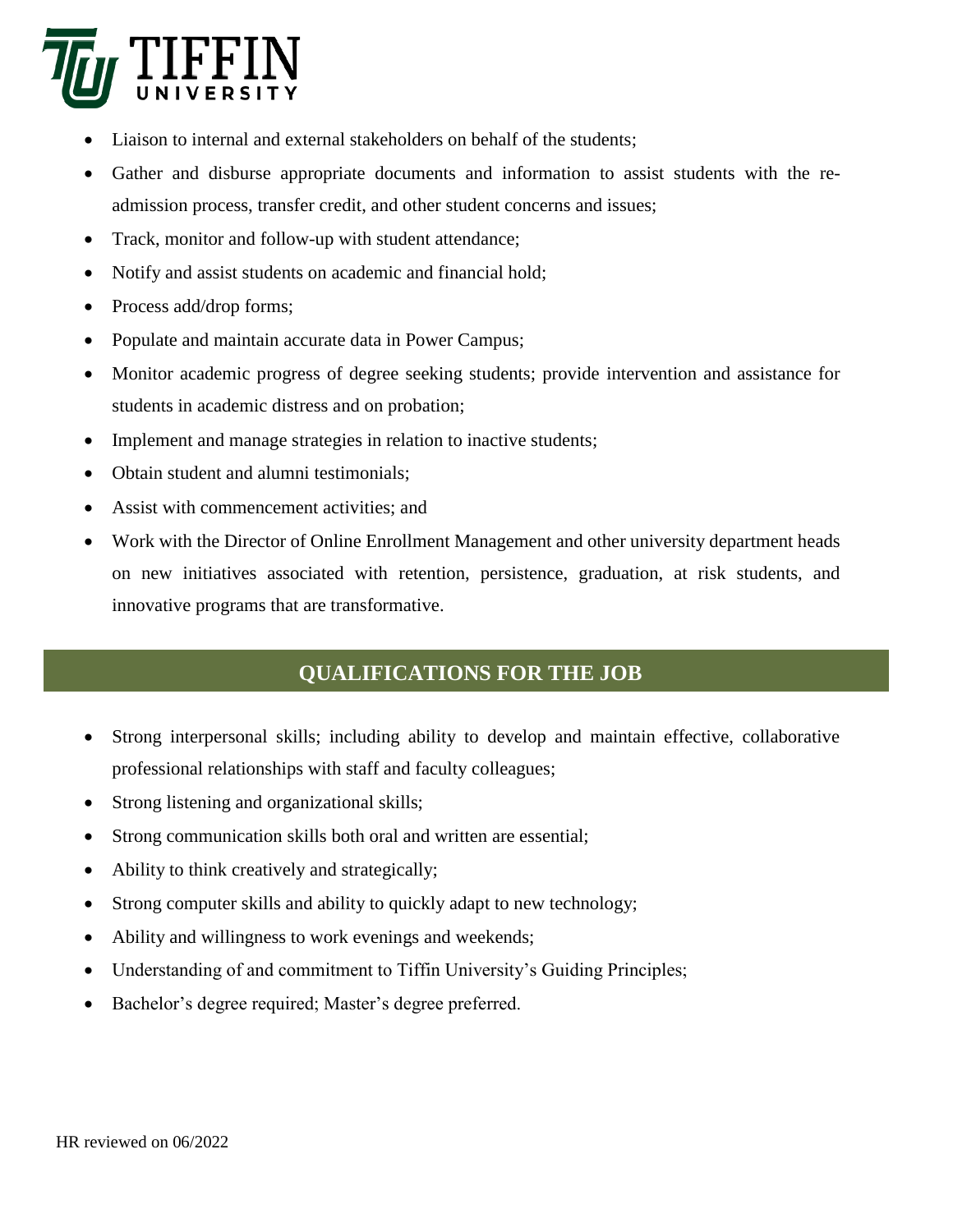- Liaison to internal and external stakeholders on behalf of the students;
- Gather and disburse appropriate documents and information to assist students with the re-admission process, transfer credit, and other student concerns and issues;
- Track, monitor and follow-up with student attendance;
- Notify and assist students on academic and financial hold;
- Process add/drop forms;
- Populate and maintain accurate data in Power Campus;
- Monitor academic progress of degree seeking students; provide intervention and assistance for students in academic distress and on probation;
- Implement and manage strategies in relation to inactive students;
- Obtain student and alumni testimonials;
- Assist with commencement activities; and
- Work with the Director of Online Enrollment Management and other university department heads on new initiatives associated with retention, persistence, graduation, at risk students, and innovative programs that are transformative.

## QUALIFICATIONS FOR THE JOB

- Strong interpersonal skills; including ability to develop and maintain effective, collaborative professional relationships with staff and faculty colleagues;
- Strong listening and organizational skills;
- Strong communication skills both oral and written are essential;
- Ability to think creatively and strategically;
- Strong computer skills and ability to quickly adapt to new technology;
- Ability and willingness to work evenings and weekends;
- Understanding of and commitment to Tiffin University's Guiding Principles;
- Bachelor's degree required; Master's degree preferred.

HR reviewed on 06/2022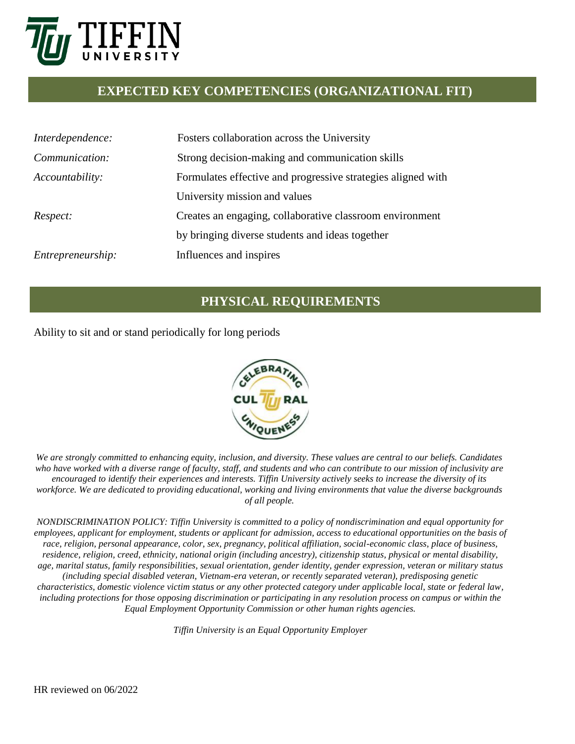## EXPECTED KEY COMPETENCIES (ORGANIZATIONAL FIT)

| | |
|---|---|
| *Interdependence:* | Fosters collaboration across the University |
| *Communication:* | Strong decision-making and communication skills |
| *Accountability:* | Formulates effective and progressive strategies aligned with University mission and values |
| *Respect:* | Creates an engaging, collaborative classroom environment by bringing diverse students and ideas together |
| *Entrepreneurship:* | Influences and inspires |

## PHYSICAL REQUIREMENTS

Ability to sit and or stand periodically for long periods

CELEBRATING CULTURAL UNIQUENESS

*We are strongly committed to enhancing equity, inclusion, and diversity. These values are central to our beliefs. Candidates who have worked with a diverse range of faculty, staff, and students and who can contribute to our mission of inclusivity are encouraged to identify their experiences and interests. Tiffin University actively seeks to increase the diversity of its workforce. We are dedicated to providing educational, working and living environments that value the diverse backgrounds of all people.*

*NONDISCRIMINATION POLICY: Tiffin University is committed to a policy of nondiscrimination and equal opportunity for employees, applicant for employment, students or applicant for admission, access to educational opportunities on the basis of race, religion, personal appearance, color, sex, pregnancy, political affiliation, social-economic class, place of business, residence, religion, creed, ethnicity, national origin (including ancestry), citizenship status, physical or mental disability, age, marital status, family responsibilities, sexual orientation, gender identity, gender expression, veteran or military status (including special disabled veteran, Vietnam-era veteran, or recently separated veteran), predisposing genetic characteristics, domestic violence victim status or any other protected category under applicable local, state or federal law, including protections for those opposing discrimination or participating in any resolution process on campus or within the Equal Employment Opportunity Commission or other human rights agencies.*

*Tiffin University is an Equal Opportunity Employer*

HR reviewed on 06/2022